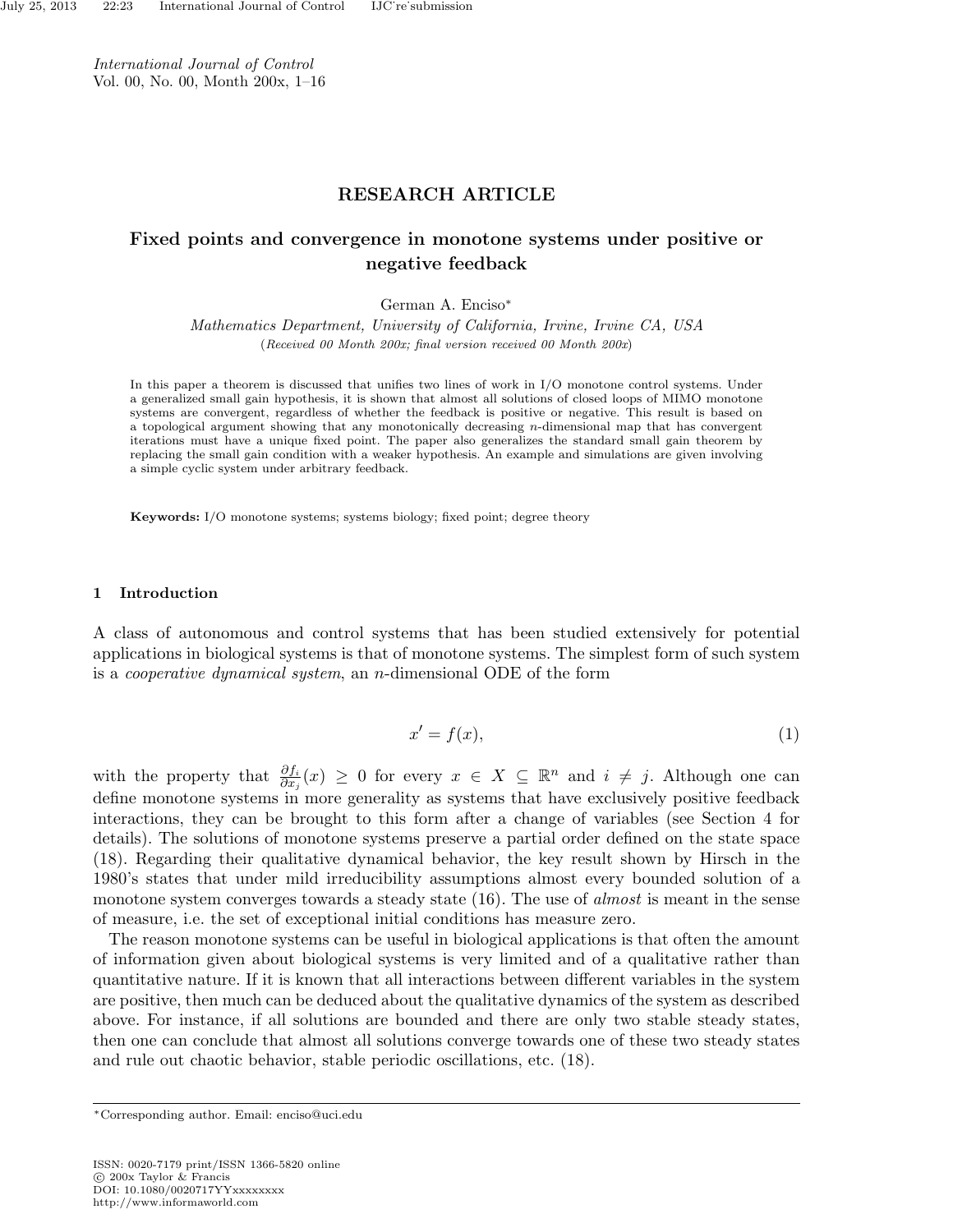## RESEARCH ARTICLE

# Fixed points and convergence in monotone systems under positive or negative feedback

German A. Enciso*

*Mathematics Department, University of California, Irvine, Irvine CA, USA*

(*Received 00 Month 200x; final version received 00 Month 200x*)

In this paper a theorem is discussed that unifies two lines of work in I/O monotone control systems. Under a generalized small gain hypothesis, it is shown that almost all solutions of closed loops of MIMO monotone systems are convergent, regardless of whether the feedback is positive or negative. This result is based on a topological argument showing that any monotonically decreasing $n$-dimensional map that has convergent iterations must have a unique fixed point. The paper also generalizes the standard small gain theorem by replacing the small gain condition with a weaker hypothesis. An example and simulations are given involving a simple cyclic system under arbitrary feedback.

**Keywords:** I/O monotone systems; systems biology; fixed point; degree theory

## 1 Introduction

A class of autonomous and control systems that has been studied extensively for potential applications in biological systems is that of monotone systems. The simplest form of such system is a *cooperative dynamical system*, an $n$-dimensional ODE of the form

$$x' = f(x), \tag{1}$$

with the property that $\frac{\partial f_i}{\partial x_j}(x) \geq 0$ for every $x \in X \subseteq \mathbb{R}^n$ and $i \neq j$. Although one can define monotone systems in more generality as systems that have exclusively positive feedback interactions, they can be brought to this form after a change of variables (see Section 4 for details). The solutions of monotone systems preserve a partial order defined on the state space (18). Regarding their qualitative dynamical behavior, the key result shown by Hirsch in the 1980's states that under mild irreducibility assumptions almost every bounded solution of a monotone system converges towards a steady state (16). The use of *almost* is meant in the sense of measure, i.e. the set of exceptional initial conditions has measure zero.

The reason monotone systems can be useful in biological applications is that often the amount of information given about biological systems is very limited and of a qualitative rather than quantitative nature. If it is known that all interactions between different variables in the system are positive, then much can be deduced about the qualitative dynamics of the system as described above. For instance, if all solutions are bounded and there are only two stable steady states, then one can conclude that almost all solutions converge towards one of these two steady states and rule out chaotic behavior, stable periodic oscillations, etc. (18).

*Corresponding author. Email: enciso@uci.edu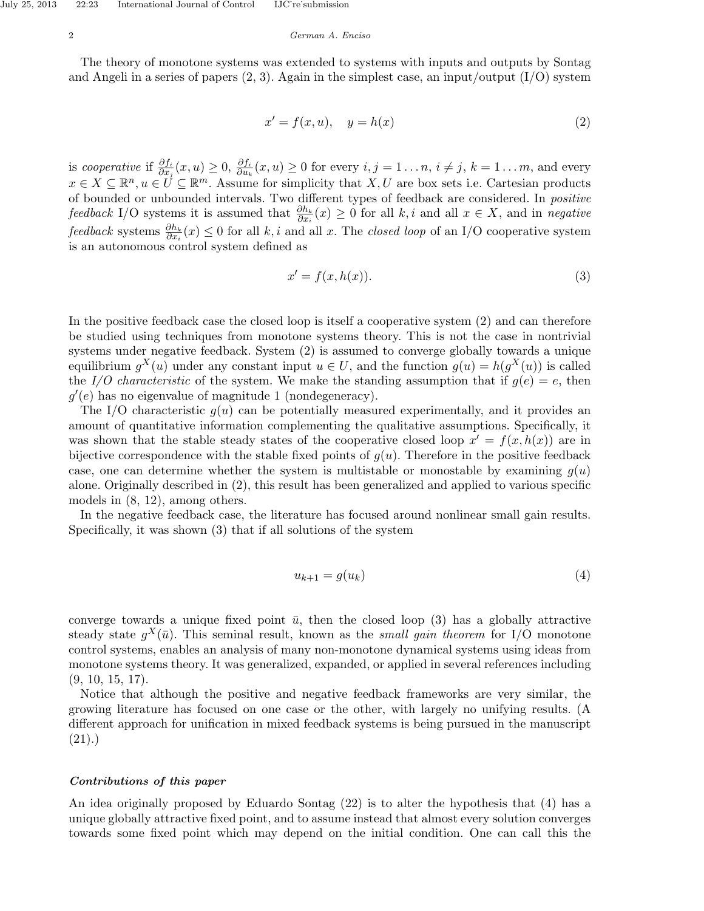The theory of monotone systems was extended to systems with inputs and outputs by Sontag and Angeli in a series of papers (2, 3). Again in the simplest case, an input/output (I/O) system

$$x' = f(x, u), \quad y = h(x) \tag{2}$$

is *cooperative* if $\frac{\partial f_i}{\partial x_j}(x, u) \geq 0$, $\frac{\partial f_i}{\partial u_k}(x, u) \geq 0$ for every $i, j = 1 \ldots n$, $i \neq j$, $k = 1 \ldots m$, and every $x \in X \subseteq \mathbb{R}^n$, $u \in U \subseteq \mathbb{R}^m$. Assume for simplicity that $X, U$ are box sets i.e. Cartesian products of bounded or unbounded intervals. Two different types of feedback are considered. In *positive feedback* I/O systems it is assumed that $\frac{\partial h_k}{\partial x_i}(x) \geq 0$ for all $k, i$ and all $x \in X$, and in *negative feedback* systems $\frac{\partial h_k}{\partial x_i}(x) \leq 0$ for all $k, i$ and all $x$. The *closed loop* of an I/O cooperative system is an autonomous control system defined as

$$x' = f(x, h(x)). \tag{3}$$

In the positive feedback case the closed loop is itself a cooperative system (2) and can therefore be studied using techniques from monotone systems theory. This is not the case in nontrivial systems under negative feedback. System (2) is assumed to converge globally towards a unique equilibrium $g^X(u)$ under any constant input $u \in U$, and the function $g(u) = h(g^X(u))$ is called the *I/O characteristic* of the system. We make the standing assumption that if $g(e) = e$, then $g'(e)$ has no eigenvalue of magnitude 1 (nondegeneracy).

The I/O characteristic $g(u)$ can be potentially measured experimentally, and it provides an amount of quantitative information complementing the qualitative assumptions. Specifically, it was shown that the stable steady states of the cooperative closed loop $x' = f(x, h(x))$ are in bijective correspondence with the stable fixed points of $g(u)$. Therefore in the positive feedback case, one can determine whether the system is multistable or monostable by examining $g(u)$ alone. Originally described in (2), this result has been generalized and applied to various specific models in (8, 12), among others.

In the negative feedback case, the literature has focused around nonlinear small gain results. Specifically, it was shown (3) that if all solutions of the system

$$u_{k+1} = g(u_k) \tag{4}$$

converge towards a unique fixed point $\bar{u}$, then the closed loop (3) has a globally attractive steady state $g^X(\bar{u})$. This seminal result, known as the *small gain theorem* for I/O monotone control systems, enables an analysis of many non-monotone dynamical systems using ideas from monotone systems theory. It was generalized, expanded, or applied in several references including (9, 10, 15, 17).

Notice that although the positive and negative feedback frameworks are very similar, the growing literature has focused on one case or the other, with largely no unifying results. (A different approach for unification in mixed feedback systems is being pursued in the manuscript (21).)

#### *Contributions of this paper*

An idea originally proposed by Eduardo Sontag (22) is to alter the hypothesis that (4) has a unique globally attractive fixed point, and to assume instead that almost every solution converges towards some fixed point which may depend on the initial condition. One can call this the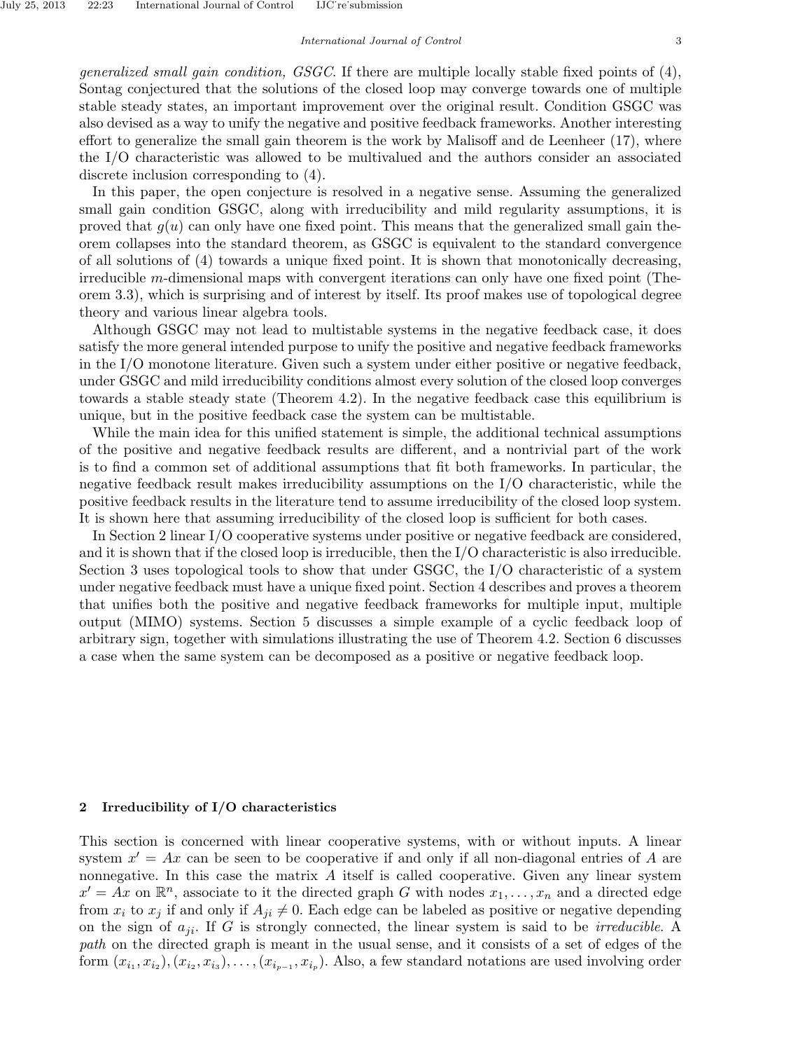*generalized small gain condition, GSGC*. If there are multiple locally stable fixed points of (4), Sontag conjectured that the solutions of the closed loop may converge towards one of multiple stable steady states, an important improvement over the original result. Condition GSGC was also devised as a way to unify the negative and positive feedback frameworks. Another interesting effort to generalize the small gain theorem is the work by Malisoff and de Leenheer (17), where the I/O characteristic was allowed to be multivalued and the authors consider an associated discrete inclusion corresponding to (4).

In this paper, the open conjecture is resolved in a negative sense. Assuming the generalized small gain condition GSGC, along with irreducibility and mild regularity assumptions, it is proved that $g(u)$ can only have one fixed point. This means that the generalized small gain theorem collapses into the standard theorem, as GSGC is equivalent to the standard convergence of all solutions of (4) towards a unique fixed point. It is shown that monotonically decreasing, irreducible $m$-dimensional maps with convergent iterations can only have one fixed point (Theorem 3.3), which is surprising and of interest by itself. Its proof makes use of topological degree theory and various linear algebra tools.

Although GSGC may not lead to multistable systems in the negative feedback case, it does satisfy the more general intended purpose to unify the positive and negative feedback frameworks in the I/O monotone literature. Given such a system under either positive or negative feedback, under GSGC and mild irreducibility conditions almost every solution of the closed loop converges towards a stable steady state (Theorem 4.2). In the negative feedback case this equilibrium is unique, but in the positive feedback case the system can be multistable.

While the main idea for this unified statement is simple, the additional technical assumptions of the positive and negative feedback results are different, and a nontrivial part of the work is to find a common set of additional assumptions that fit both frameworks. In particular, the negative feedback result makes irreducibility assumptions on the I/O characteristic, while the positive feedback results in the literature tend to assume irreducibility of the closed loop system. It is shown here that assuming irreducibility of the closed loop is sufficient for both cases.

In Section 2 linear I/O cooperative systems under positive or negative feedback are considered, and it is shown that if the closed loop is irreducible, then the I/O characteristic is also irreducible. Section 3 uses topological tools to show that under GSGC, the I/O characteristic of a system under negative feedback must have a unique fixed point. Section 4 describes and proves a theorem that unifies both the positive and negative feedback frameworks for multiple input, multiple output (MIMO) systems. Section 5 discusses a simple example of a cyclic feedback loop of arbitrary sign, together with simulations illustrating the use of Theorem 4.2. Section 6 discusses a case when the same system can be decomposed as a positive or negative feedback loop.

## 2 Irreducibility of I/O characteristics

This section is concerned with linear cooperative systems, with or without inputs. A linear system $x' = Ax$ can be seen to be cooperative if and only if all non-diagonal entries of $A$ are nonnegative. In this case the matrix $A$ itself is called cooperative. Given any linear system $x' = Ax$ on $\mathbb{R}^n$, associate to it the directed graph $G$ with nodes $x_1, \ldots, x_n$ and a directed edge from $x_i$ to $x_j$ if and only if $A_{ji} \neq 0$. Each edge can be labeled as positive or negative depending on the sign of $a_{ji}$. If $G$ is strongly connected, the linear system is said to be *irreducible*. A *path* on the directed graph is meant in the usual sense, and it consists of a set of edges of the form $(x_{i_1}, x_{i_2}), (x_{i_2}, x_{i_3}), \ldots, (x_{i_{p-1}}, x_{i_p})$. Also, a few standard notations are used involving order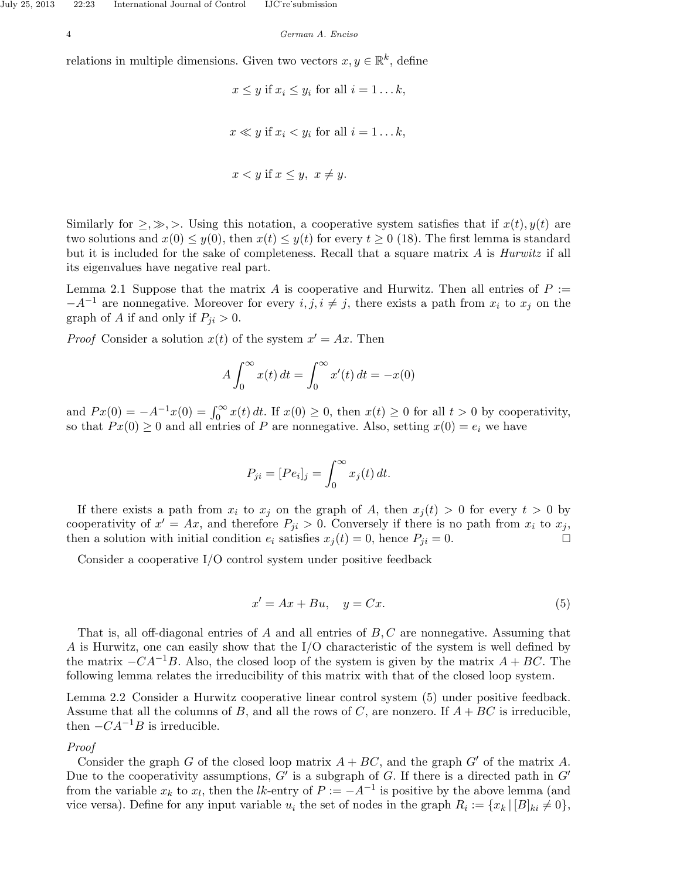relations in multiple dimensions. Given two vectors $x, y \in \mathbb{R}^k$, define

$$x \leq y \text{ if } x_i \leq y_i \text{ for all } i = 1 \ldots k,$$

$$x \ll y \text{ if } x_i < y_i \text{ for all } i = 1 \ldots k,$$

$$x < y \text{ if } x \leq y, \; x \neq y.$$

Similarly for $\geq, \gg, >$. Using this notation, a cooperative system satisfies that if $x(t), y(t)$ are two solutions and $x(0) \leq y(0)$, then $x(t) \leq y(t)$ for every $t \geq 0$ (18). The first lemma is standard but it is included for the sake of completeness. Recall that a square matrix $A$ is *Hurwitz* if all its eigenvalues have negative real part.

Lemma 2.1 Suppose that the matrix $A$ is cooperative and Hurwitz. Then all entries of $P := -A^{-1}$ are nonnegative. Moreover for every $i, j, i \neq j$, there exists a path from $x_i$ to $x_j$ on the graph of $A$ if and only if $P_{ji} > 0$.

*Proof* Consider a solution $x(t)$ of the system $x' = Ax$. Then

$$A \int_0^\infty x(t)\, dt = \int_0^\infty x'(t)\, dt = -x(0)$$

and $Px(0) = -A^{-1}x(0) = \int_0^\infty x(t)\, dt$. If $x(0) \geq 0$, then $x(t) \geq 0$ for all $t > 0$ by cooperativity, so that $Px(0) \geq 0$ and all entries of $P$ are nonnegative. Also, setting $x(0) = e_i$ we have

$$P_{ji} = [Pe_i]_j = \int_0^\infty x_j(t)\, dt.$$

If there exists a path from $x_i$ to $x_j$ on the graph of $A$, then $x_j(t) > 0$ for every $t > 0$ by cooperativity of $x' = Ax$, and therefore $P_{ji} > 0$. Conversely if there is no path from $x_i$ to $x_j$, then a solution with initial condition $e_i$ satisfies $x_j(t) = 0$, hence $P_{ji} = 0$. □

Consider a cooperative I/O control system under positive feedback

$$x' = Ax + Bu, \quad y = Cx. \tag{5}$$

That is, all off-diagonal entries of $A$ and all entries of $B, C$ are nonnegative. Assuming that $A$ is Hurwitz, one can easily show that the I/O characteristic of the system is well defined by the matrix $-CA^{-1}B$. Also, the closed loop of the system is given by the matrix $A + BC$. The following lemma relates the irreducibility of this matrix with that of the closed loop system.

Lemma 2.2 Consider a Hurwitz cooperative linear control system (5) under positive feedback. Assume that all the columns of $B$, and all the rows of $C$, are nonzero. If $A + BC$ is irreducible, then $-CA^{-1}B$ is irreducible.

*Proof*

Consider the graph $G$ of the closed loop matrix $A + BC$, and the graph $G'$ of the matrix $A$. Due to the cooperativity assumptions, $G'$ is a subgraph of $G$. If there is a directed path in $G'$ from the variable $x_k$ to $x_l$, then the $lk$-entry of $P := -A^{-1}$ is positive by the above lemma (and vice versa). Define for any input variable $u_i$ the set of nodes in the graph $R_i := \{x_k \,|\, [B]_{ki} \neq 0\}$,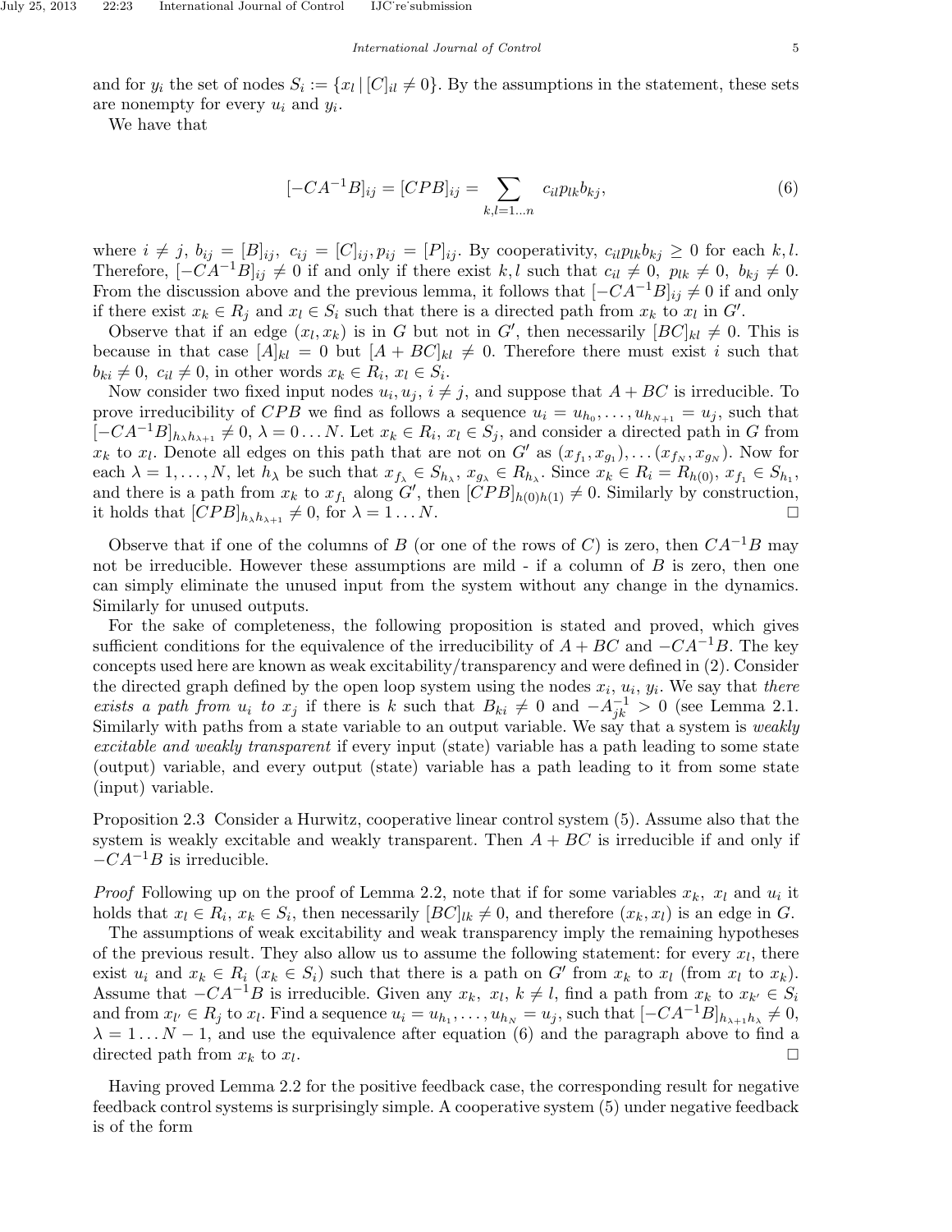and for $y_i$ the set of nodes $S_i := \{x_l \,|\, [C]_{il} \neq 0\}$. By the assumptions in the statement, these sets are nonempty for every $u_i$ and $y_i$.

We have that

$$[-CA^{-1}B]_{ij} = [CPB]_{ij} = \sum_{k,l=1\ldots n} c_{il}p_{lk}b_{kj}, \tag{6}$$

where $i \neq j$, $b_{ij} = [B]_{ij}$, $c_{ij} = [C]_{ij}, p_{ij} = [P]_{ij}$. By cooperativity, $c_{il}p_{lk}b_{kj} \geq 0$ for each $k, l$. Therefore, $[-CA^{-1}B]_{ij} \neq 0$ if and only if there exist $k, l$ such that $c_{il} \neq 0$, $p_{lk} \neq 0$, $b_{kj} \neq 0$. From the discussion above and the previous lemma, it follows that $[-CA^{-1}B]_{ij} \neq 0$ if and only if there exist $x_k \in R_j$ and $x_l \in S_i$ such that there is a directed path from $x_k$ to $x_l$ in $G'$.

Observe that if an edge $(x_l, x_k)$ is in $G$ but not in $G'$, then necessarily $[BC]_{kl} \neq 0$. This is because in that case $[A]_{kl} = 0$ but $[A + BC]_{kl} \neq 0$. Therefore there must exist $i$ such that $b_{ki} \neq 0$, $c_{il} \neq 0$, in other words $x_k \in R_i$, $x_l \in S_i$.

Now consider two fixed input nodes $u_i, u_j$, $i \neq j$, and suppose that $A + BC$ is irreducible. To prove irreducibility of $CPB$ we find as follows a sequence $u_i = u_{h_0}, \ldots, u_{h_{N+1}} = u_j$, such that $[-CA^{-1}B]_{h_\lambda h_{\lambda+1}} \neq 0$, $\lambda = 0 \ldots N$. Let $x_k \in R_i$, $x_l \in S_j$, and consider a directed path in $G$ from $x_k$ to $x_l$. Denote all edges on this path that are not on $G'$ as $(x_{f_1}, x_{g_1}), \ldots (x_{f_N}, x_{g_N})$. Now for each $\lambda = 1, \ldots, N$, let $h_\lambda$ be such that $x_{f_\lambda} \in S_{h_\lambda}$, $x_{g_\lambda} \in R_{h_\lambda}$. Since $x_k \in R_i = R_{h(0)}$, $x_{f_1} \in S_{h_1}$, and there is a path from $x_k$ to $x_{f_1}$ along $G'$, then $[CPB]_{h(0)h(1)} \neq 0$. Similarly by construction, it holds that $[CPB]_{h_\lambda h_{\lambda+1}} \neq 0$, for $\lambda = 1 \ldots N$. □

Observe that if one of the columns of $B$ (or one of the rows of $C$) is zero, then $CA^{-1}B$ may not be irreducible. However these assumptions are mild - if a column of $B$ is zero, then one can simply eliminate the unused input from the system without any change in the dynamics. Similarly for unused outputs.

For the sake of completeness, the following proposition is stated and proved, which gives sufficient conditions for the equivalence of the irreducibility of $A + BC$ and $-CA^{-1}B$. The key concepts used here are known as weak excitability/transparency and were defined in (2). Consider the directed graph defined by the open loop system using the nodes $x_i$, $u_i$, $y_i$. We say that *there exists a path from $u_i$ to $x_j$* if there is $k$ such that $B_{ki} \neq 0$ and $-A^{-1}_{jk} > 0$ (see Lemma 2.1. Similarly with paths from a state variable to an output variable. We say that a system is *weakly excitable and weakly transparent* if every input (state) variable has a path leading to some state (output) variable, and every output (state) variable has a path leading to it from some state (input) variable.

Proposition 2.3 Consider a Hurwitz, cooperative linear control system (5). Assume also that the system is weakly excitable and weakly transparent. Then $A + BC$ is irreducible if and only if $-CA^{-1}B$ is irreducible.

*Proof* Following up on the proof of Lemma 2.2, note that if for some variables $x_k$, $x_l$ and $u_i$ it holds that $x_l \in R_i$, $x_k \in S_i$, then necessarily $[BC]_{lk} \neq 0$, and therefore $(x_k, x_l)$ is an edge in $G$.

The assumptions of weak excitability and weak transparency imply the remaining hypotheses of the previous result. They also allow us to assume the following statement: for every $x_l$, there exist $u_i$ and $x_k \in R_i$ ($x_k \in S_i$) such that there is a path on $G'$ from $x_k$ to $x_l$ (from $x_l$ to $x_k$). Assume that $-CA^{-1}B$ is irreducible. Given any $x_k$, $x_l$, $k \neq l$, find a path from $x_k$ to $x_{k'} \in S_i$ and from $x_{l'} \in R_j$ to $x_l$. Find a sequence $u_i = u_{h_1}, \ldots, u_{h_N} = u_j$, such that $[-CA^{-1}B]_{h_{\lambda+1}h_\lambda} \neq 0$, $\lambda = 1 \ldots N - 1$, and use the equivalence after equation (6) and the paragraph above to find a directed path from $x_k$ to $x_l$. □

Having proved Lemma 2.2 for the positive feedback case, the corresponding result for negative feedback control systems is surprisingly simple. A cooperative system (5) under negative feedback is of the form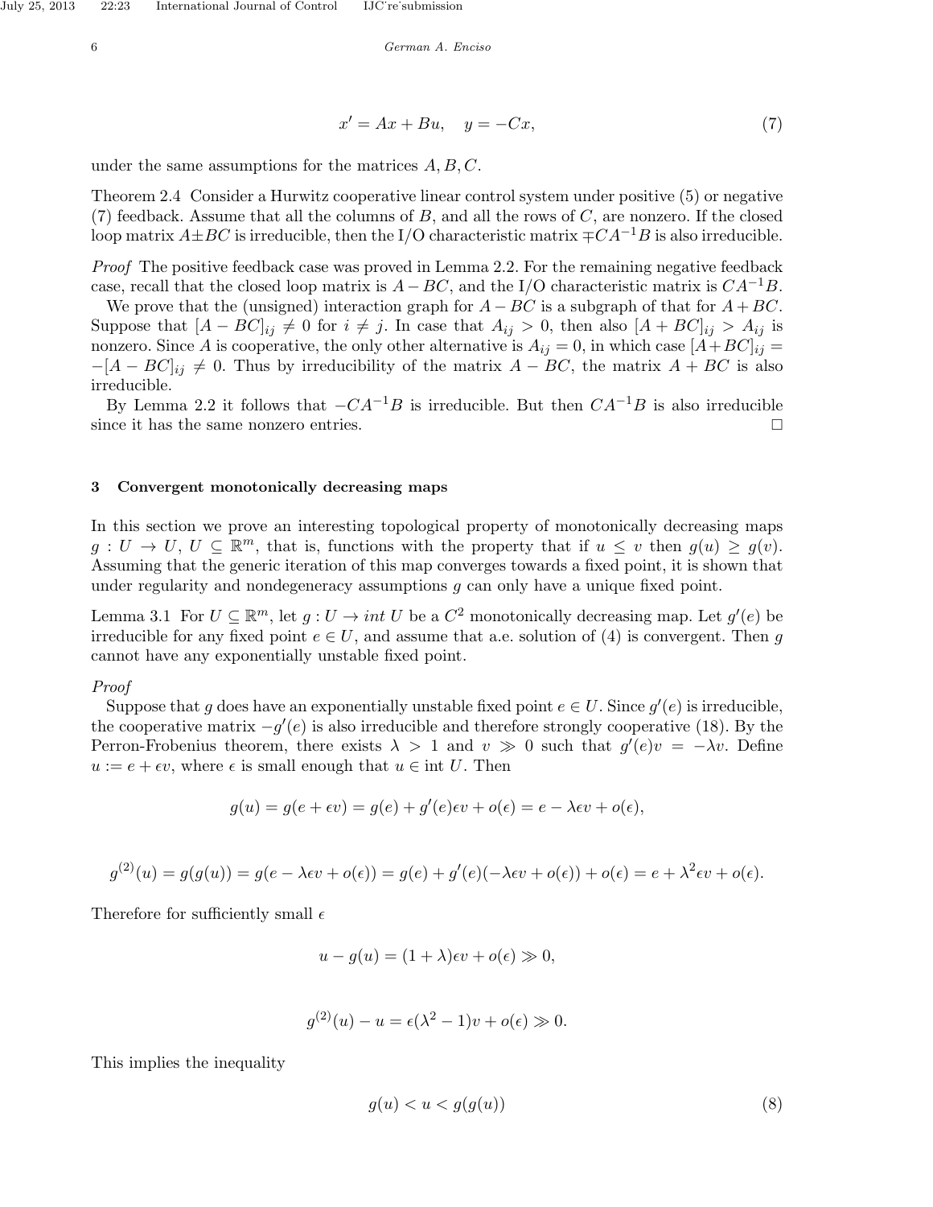$$x' = Ax + Bu, \quad y = -Cx, \tag{7}$$

under the same assumptions for the matrices $A, B, C$.

Theorem 2.4 Consider a Hurwitz cooperative linear control system under positive (5) or negative (7) feedback. Assume that all the columns of $B$, and all the rows of $C$, are nonzero. If the closed loop matrix $A \pm BC$ is irreducible, then the I/O characteristic matrix $\mp CA^{-1}B$ is also irreducible.

*Proof* The positive feedback case was proved in Lemma 2.2. For the remaining negative feedback case, recall that the closed loop matrix is $A - BC$, and the I/O characteristic matrix is $CA^{-1}B$.

We prove that the (unsigned) interaction graph for $A - BC$ is a subgraph of that for $A + BC$. Suppose that $[A - BC]_{ij} \neq 0$ for $i \neq j$. In case that $A_{ij} > 0$, then also $[A + BC]_{ij} > A_{ij}$ is nonzero. Since $A$ is cooperative, the only other alternative is $A_{ij} = 0$, in which case $[A+BC]_{ij} = -[A - BC]_{ij} \neq 0$. Thus by irreducibility of the matrix $A - BC$, the matrix $A + BC$ is also irreducible.

By Lemma 2.2 it follows that $-CA^{-1}B$ is irreducible. But then $CA^{-1}B$ is also irreducible since it has the same nonzero entries. $\square$

## 3 Convergent monotonically decreasing maps

In this section we prove an interesting topological property of monotonically decreasing maps $g : U \to U$, $U \subseteq \mathbb{R}^m$, that is, functions with the property that if $u \leq v$ then $g(u) \geq g(v)$. Assuming that the generic iteration of this map converges towards a fixed point, it is shown that under regularity and nondegeneracy assumptions $g$ can only have a unique fixed point.

Lemma 3.1 For $U \subseteq \mathbb{R}^m$, let $g : U \to int\ U$ be a $C^2$ monotonically decreasing map. Let $g'(e)$ be irreducible for any fixed point $e \in U$, and assume that a.e. solution of (4) is convergent. Then $g$ cannot have any exponentially unstable fixed point.

*Proof*

Suppose that $g$ does have an exponentially unstable fixed point $e \in U$. Since $g'(e)$ is irreducible, the cooperative matrix $-g'(e)$ is also irreducible and therefore strongly cooperative (18). By the Perron-Frobenius theorem, there exists $\lambda > 1$ and $v \gg 0$ such that $g'(e)v = -\lambda v$. Define $u := e + \epsilon v$, where $\epsilon$ is small enough that $u \in \text{int } U$. Then

$$g(u) = g(e + \epsilon v) = g(e) + g'(e)\epsilon v + o(\epsilon) = e - \lambda \epsilon v + o(\epsilon),$$

$$g^{(2)}(u) = g(g(u)) = g(e - \lambda\epsilon v + o(\epsilon)) = g(e) + g'(e)(-\lambda \epsilon v + o(\epsilon)) + o(\epsilon) = e + \lambda^2 \epsilon v + o(\epsilon).$$

Therefore for sufficiently small $\epsilon$

$$u - g(u) = (1 + \lambda)\epsilon v + o(\epsilon) \gg 0,$$

$$g^{(2)}(u) - u = \epsilon(\lambda^2 - 1)v + o(\epsilon) \gg 0.$$

This implies the inequality

$$g(u) < u < g(g(u)) \tag{8}$$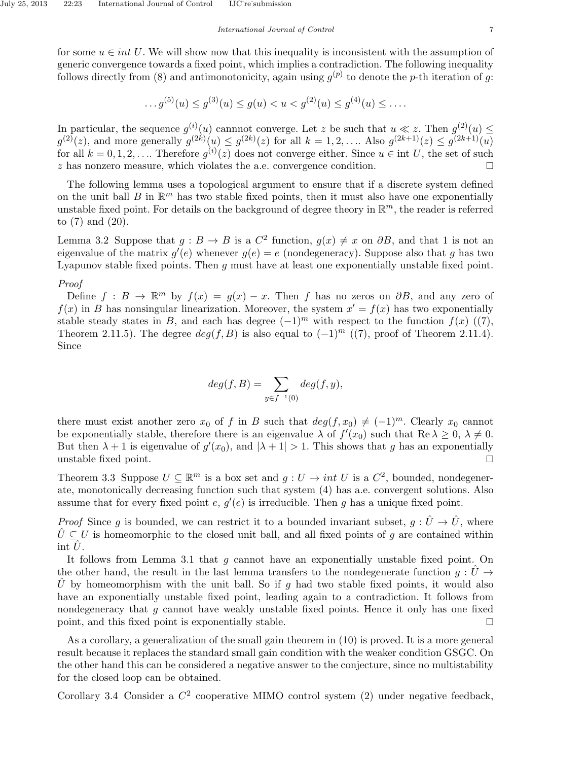for some $u \in int\ U$. We will show now that this inequality is inconsistent with the assumption of generic convergence towards a fixed point, which implies a contradiction. The following inequality follows directly from (8) and antimonotonicity, again using $g^{(p)}$ to denote the $p$-th iteration of $g$:

$$\ldots g^{(5)}(u) \leq g^{(3)}(u) \leq g(u) < u < g^{(2)}(u) \leq g^{(4)}(u) \leq \ldots.$$

In particular, the sequence $g^{(i)}(u)$ cannnot converge. Let $z$ be such that $u \ll z$. Then $g^{(2)}(u) \leq g^{(2)}(z)$, and more generally $g^{(2k)}(u) \leq g^{(2k)}(z)$ for all $k = 1, 2, \ldots$. Also $g^{(2k+1)}(z) \leq g^{(2k+1)}(u)$ for all $k = 0, 1, 2, \ldots$. Therefore $g^{(i)}(z)$ does not converge either. Since $u \in \text{int } U$, the set of such $z$ has nonzero measure, which violates the a.e. convergence condition. □

The following lemma uses a topological argument to ensure that if a discrete system defined on the unit ball $B$ in $\mathbb{R}^m$ has two stable fixed points, then it must also have one exponentially unstable fixed point. For details on the background of degree theory in $\mathbb{R}^m$, the reader is referred to (7) and (20).

Lemma 3.2 Suppose that $g : B \to B$ is a $C^2$ function, $g(x) \neq x$ on $\partial B$, and that 1 is not an eigenvalue of the matrix $g'(e)$ whenever $g(e) = e$ (nondegeneracy). Suppose also that $g$ has two Lyapunov stable fixed points. Then $g$ must have at least one exponentially unstable fixed point.

*Proof*

Define $f : B \to \mathbb{R}^m$ by $f(x) = g(x) - x$. Then $f$ has no zeros on $\partial B$, and any zero of $f(x)$ in $B$ has nonsingular linearization. Moreover, the system $x' = f(x)$ has two exponentially stable steady states in $B$, and each has degree $(-1)^m$ with respect to the function $f(x)$ ((7), Theorem 2.11.5). The degree $deg(f, B)$ is also equal to $(-1)^m$ ((7), proof of Theorem 2.11.4). Since

$$deg(f, B) = \sum_{y \in f^{-1}(0)} deg(f, y),$$

there must exist another zero $x_0$ of $f$ in $B$ such that $deg(f, x_0) \neq (-1)^m$. Clearly $x_0$ cannot be exponentially stable, therefore there is an eigenvalue $\lambda$ of $f'(x_0)$ such that $\text{Re}\,\lambda \geq 0$, $\lambda \neq 0$. But then $\lambda + 1$ is eigenvalue of $g'(x_0)$, and $|\lambda + 1| > 1$. This shows that $g$ has an exponentially unstable fixed point. □

Theorem 3.3 Suppose $U \subseteq \mathbb{R}^m$ is a box set and $g : U \to int\ U$ is a $C^2$, bounded, nondegenerate, monotonically decreasing function such that system (4) has a.e. convergent solutions. Also assume that for every fixed point $e$, $g'(e)$ is irreducible. Then $g$ has a unique fixed point.

*Proof* Since $g$ is bounded, we can restrict it to a bounded invariant subset, $g : \hat{U} \to \hat{U}$, where $\hat{U} \subseteq U$ is homeomorphic to the closed unit ball, and all fixed points of $g$ are contained within int $\hat{U}$.

It follows from Lemma 3.1 that $g$ cannot have an exponentially unstable fixed point. On the other hand, the result in the last lemma transfers to the nondegenerate function $g : \hat{U} \to \hat{U}$ by homeomorphism with the unit ball. So if $g$ had two stable fixed points, it would also have an exponentially unstable fixed point, leading again to a contradiction. It follows from nondegeneracy that $g$ cannot have weakly unstable fixed points. Hence it only has one fixed point, and this fixed point is exponentially stable. □

As a corollary, a generalization of the small gain theorem in (10) is proved. It is a more general result because it replaces the standard small gain condition with the weaker condition GSGC. On the other hand this can be considered a negative answer to the conjecture, since no multistability for the closed loop can be obtained.

Corollary 3.4 Consider a $C^2$ cooperative MIMO control system (2) under negative feedback,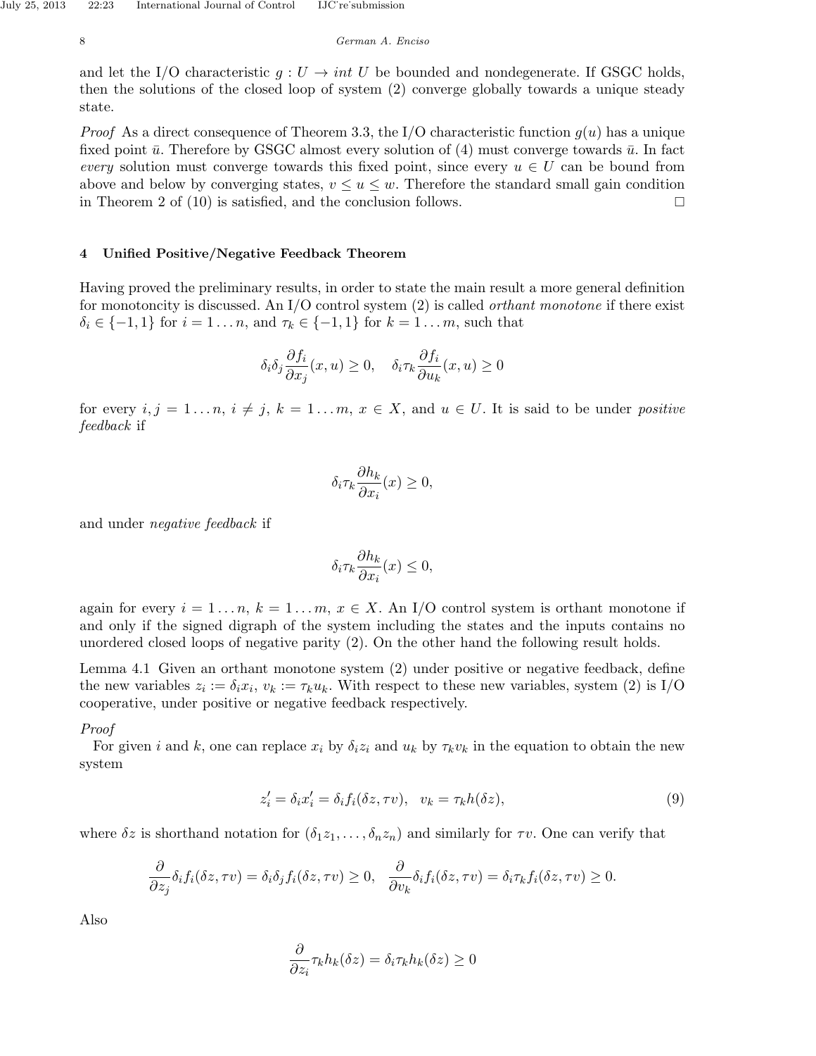and let the I/O characteristic $g : U \to int\ U$ be bounded and nondegenerate. If GSGC holds, then the solutions of the closed loop of system (2) converge globally towards a unique steady state.

*Proof* As a direct consequence of Theorem 3.3, the I/O characteristic function $g(u)$ has a unique fixed point $\bar{u}$. Therefore by GSGC almost every solution of (4) must converge towards $\bar{u}$. In fact *every* solution must converge towards this fixed point, since every $u \in U$ can be bound from above and below by converging states, $v \leq u \leq w$. Therefore the standard small gain condition in Theorem 2 of (10) is satisfied, and the conclusion follows. □

## 4 Unified Positive/Negative Feedback Theorem

Having proved the preliminary results, in order to state the main result a more general definition for monotoncity is discussed. An I/O control system (2) is called *orthant monotone* if there exist $\delta_i \in \{-1, 1\}$ for $i = 1 \ldots n$, and $\tau_k \in \{-1, 1\}$ for $k = 1 \ldots m$, such that

$$\delta_i \delta_j \frac{\partial f_i}{\partial x_j}(x, u) \geq 0, \quad \delta_i \tau_k \frac{\partial f_i}{\partial u_k}(x, u) \geq 0$$

for every $i, j = 1 \ldots n$, $i \neq j$, $k = 1 \ldots m$, $x \in X$, and $u \in U$. It is said to be under *positive feedback* if

$$\delta_i \tau_k \frac{\partial h_k}{\partial x_i}(x) \geq 0,$$

and under *negative feedback* if

$$\delta_i \tau_k \frac{\partial h_k}{\partial x_i}(x) \leq 0,$$

again for every $i = 1 \ldots n$, $k = 1 \ldots m$, $x \in X$. An I/O control system is orthant monotone if and only if the signed digraph of the system including the states and the inputs contains no unordered closed loops of negative parity (2). On the other hand the following result holds.

Lemma 4.1 Given an orthant monotone system (2) under positive or negative feedback, define the new variables $z_i := \delta_i x_i$, $v_k := \tau_k u_k$. With respect to these new variables, system (2) is I/O cooperative, under positive or negative feedback respectively.

*Proof*
For given $i$ and $k$, one can replace $x_i$ by $\delta_i z_i$ and $u_k$ by $\tau_k v_k$ in the equation to obtain the new system

$$z_i' = \delta_i x_i' = \delta_i f_i(\delta z, \tau v), \quad v_k = \tau_k h(\delta z), \tag{9}$$

where $\delta z$ is shorthand notation for $(\delta_1 z_1, \ldots, \delta_n z_n)$ and similarly for $\tau v$. One can verify that

$$\frac{\partial}{\partial z_j} \delta_i f_i(\delta z, \tau v) = \delta_i \delta_j f_i(\delta z, \tau v) \geq 0, \quad \frac{\partial}{\partial v_k} \delta_i f_i(\delta z, \tau v) = \delta_i \tau_k f_i(\delta z, \tau v) \geq 0.$$

Also

$$\frac{\partial}{\partial z_i} \tau_k h_k(\delta z) = \delta_i \tau_k h_k(\delta z) \geq 0$$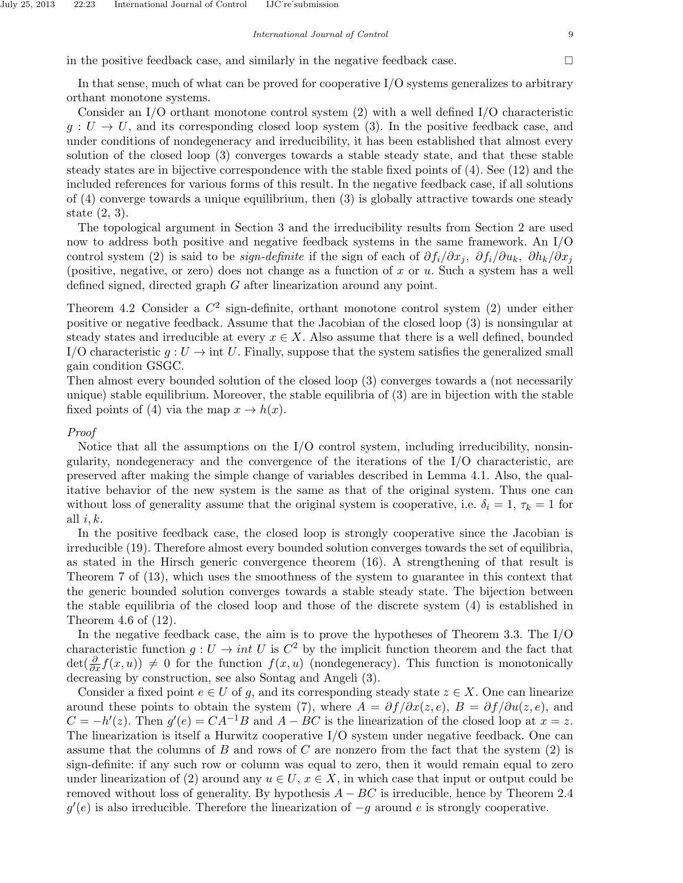in the positive feedback case, and similarly in the negative feedback case. □

In that sense, much of what can be proved for cooperative I/O systems generalizes to arbitrary orthant monotone systems.

Consider an I/O orthant monotone control system (2) with a well defined I/O characteristic $g : U \to U$, and its corresponding closed loop system (3). In the positive feedback case, and under conditions of nondegeneracy and irreducibility, it has been established that almost every solution of the closed loop (3) converges towards a stable steady state, and that these stable steady states are in bijective correspondence with the stable fixed points of (4). See (12) and the included references for various forms of this result. In the negative feedback case, if all solutions of (4) converge towards a unique equilibrium, then (3) is globally attractive towards one steady state (2, 3).

The topological argument in Section 3 and the irreducibility results from Section 2 are used now to address both positive and negative feedback systems in the same framework. An I/O control system (2) is said to be *sign-definite* if the sign of each of $\partial f_i/\partial x_j$, $\partial f_i/\partial u_k$, $\partial h_k/\partial x_j$ (positive, negative, or zero) does not change as a function of $x$ or $u$. Such a system has a well defined signed, directed graph $G$ after linearization around any point.

Theorem 4.2 Consider a $C^2$ sign-definite, orthant monotone control system (2) under either positive or negative feedback. Assume that the Jacobian of the closed loop (3) is nonsingular at steady states and irreducible at every $x \in X$. Also assume that there is a well defined, bounded I/O characteristic $g : U \to \text{int } U$. Finally, suppose that the system satisfies the generalized small gain condition GSGC.
Then almost every bounded solution of the closed loop (3) converges towards a (not necessarily unique) stable equilibrium. Moreover, the stable equilibria of (3) are in bijection with the stable fixed points of (4) via the map $x \to h(x)$.

*Proof*

Notice that all the assumptions on the I/O control system, including irreducibility, nonsingularity, nondegeneracy and the convergence of the iterations of the I/O characteristic, are preserved after making the simple change of variables described in Lemma 4.1. Also, the qualitative behavior of the new system is the same as that of the original system. Thus one can without loss of generality assume that the original system is cooperative, i.e. $\delta_i = 1$, $\tau_k = 1$ for all $i, k$.

In the positive feedback case, the closed loop is strongly cooperative since the Jacobian is irreducible (19). Therefore almost every bounded solution converges towards the set of equilibria, as stated in the Hirsch generic convergence theorem (16). A strengthening of that result is Theorem 7 of (13), which uses the smoothness of the system to guarantee in this context that the generic bounded solution converges towards a stable steady state. The bijection between the stable equilibria of the closed loop and those of the discrete system (4) is established in Theorem 4.6 of (12).

In the negative feedback case, the aim is to prove the hypotheses of Theorem 3.3. The I/O characteristic function $g : U \to int\ U$ is $C^2$ by the implicit function theorem and the fact that $\det(\frac{\partial}{\partial x} f(x, u)) \neq 0$ for the function $f(x, u)$ (nondegeneracy). This function is monotonically decreasing by construction, see also Sontag and Angeli (3).

Consider a fixed point $e \in U$ of $g$, and its corresponding steady state $z \in X$. One can linearize around these points to obtain the system (7), where $A = \partial f/\partial x(z, e)$, $B = \partial f/\partial u(z, e)$, and $C = -h'(z)$. Then $g'(e) = CA^{-1}B$ and $A - BC$ is the linearization of the closed loop at $x = z$. The linearization is itself a Hurwitz cooperative I/O system under negative feedback. One can assume that the columns of $B$ and rows of $C$ are nonzero from the fact that the system (2) is sign-definite: if any such row or column was equal to zero, then it would remain equal to zero under linearization of (2) around any $u \in U$, $x \in X$, in which case that input or output could be removed without loss of generality. By hypothesis $A - BC$ is irreducible, hence by Theorem 2.4 $g'(e)$ is also irreducible. Therefore the linearization of $-g$ around $e$ is strongly cooperative.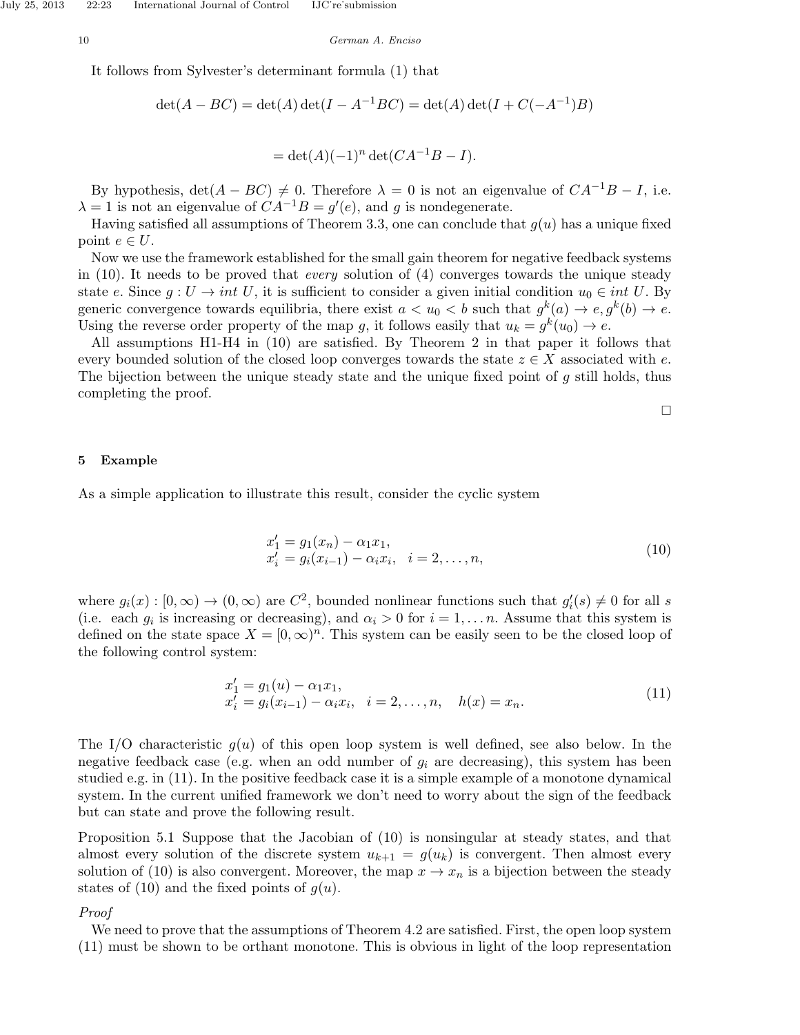It follows from Sylvester's determinant formula (1) that

$$\det(A - BC) = \det(A)\det(I - A^{-1}BC) = \det(A)\det(I + C(-A^{-1})B)$$

$$= \det(A)(-1)^n \det(CA^{-1}B - I).$$

By hypothesis, $\det(A - BC) \neq 0$. Therefore $\lambda = 0$ is not an eigenvalue of $CA^{-1}B - I$, i.e. $\lambda = 1$ is not an eigenvalue of $CA^{-1}B = g'(e)$, and $g$ is nondegenerate.

Having satisfied all assumptions of Theorem 3.3, one can conclude that $g(u)$ has a unique fixed point $e \in U$.

Now we use the framework established for the small gain theorem for negative feedback systems in (10). It needs to be proved that *every* solution of (4) converges towards the unique steady state $e$. Since $g : U \to int\ U$, it is sufficient to consider a given initial condition $u_0 \in int\ U$. By generic convergence towards equilibria, there exist $a < u_0 < b$ such that $g^k(a) \to e, g^k(b) \to e$. Using the reverse order property of the map $g$, it follows easily that $u_k = g^k(u_0) \to e$.

All assumptions H1-H4 in (10) are satisfied. By Theorem 2 in that paper it follows that every bounded solution of the closed loop converges towards the state $z \in X$ associated with $e$. The bijection between the unique steady state and the unique fixed point of $g$ still holds, thus completing the proof.

□

## 5 Example

As a simple application to illustrate this result, consider the cyclic system

$$\begin{aligned} x_1' &= g_1(x_n) - \alpha_1 x_1, \\ x_i' &= g_i(x_{i-1}) - \alpha_i x_i, \quad i = 2, \ldots, n, \end{aligned} \tag{10}$$

where $g_i(x) : [0, \infty) \to (0, \infty)$ are $C^2$, bounded nonlinear functions such that $g_i'(s) \neq 0$ for all $s$ (i.e. each $g_i$ is increasing or decreasing), and $\alpha_i > 0$ for $i = 1, \ldots n$. Assume that this system is defined on the state space $X = [0, \infty)^n$. This system can be easily seen to be the closed loop of the following control system:

$$\begin{aligned} x_1' &= g_1(u) - \alpha_1 x_1, \\ x_i' &= g_i(x_{i-1}) - \alpha_i x_i, \quad i = 2, \ldots, n, \quad h(x) = x_n. \end{aligned} \tag{11}$$

The I/O characteristic $g(u)$ of this open loop system is well defined, see also below. In the negative feedback case (e.g. when an odd number of $g_i$ are decreasing), this system has been studied e.g. in (11). In the positive feedback case it is a simple example of a monotone dynamical system. In the current unified framework we don't need to worry about the sign of the feedback but can state and prove the following result.

Proposition 5.1 Suppose that the Jacobian of (10) is nonsingular at steady states, and that almost every solution of the discrete system $u_{k+1} = g(u_k)$ is convergent. Then almost every solution of (10) is also convergent. Moreover, the map $x \to x_n$ is a bijection between the steady states of (10) and the fixed points of $g(u)$.

*Proof*

We need to prove that the assumptions of Theorem 4.2 are satisfied. First, the open loop system (11) must be shown to be orthant monotone. This is obvious in light of the loop representation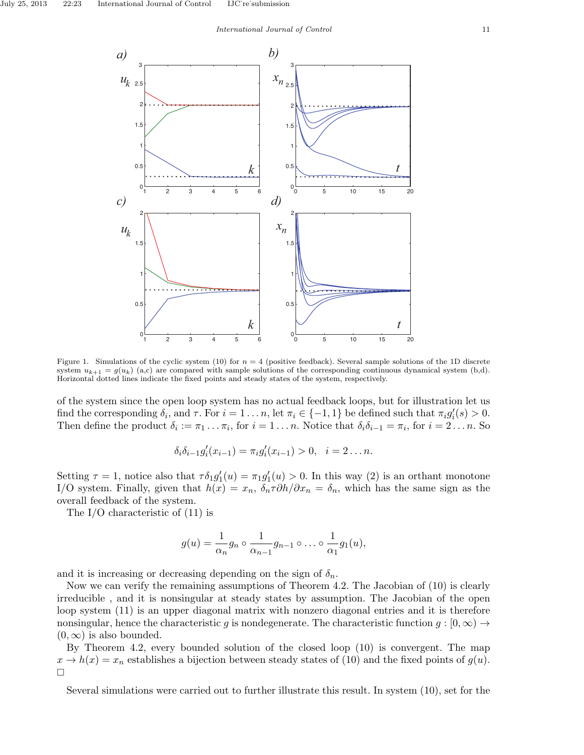Figure 1. Simulations of the cyclic system (10) for $n = 4$ (positive feedback). Several sample solutions of the 1D discrete system $u_{k+1} = g(u_k)$ (a,c) are compared with sample solutions of the corresponding continuous dynamical system (b,d). Horizontal dotted lines indicate the fixed points and steady states of the system, respectively.

of the system since the open loop system has no actual feedback loops, but for illustration let us find the corresponding $\delta_i$, and $\tau$. For $i = 1 \dots n$, let $\pi_i \in \{-1, 1\}$ be defined such that $\pi_i g_i'(s) > 0$. Then define the product $\delta_i := \pi_1 \dots \pi_i$, for $i = 1 \dots n$. Notice that $\delta_i \delta_{i-1} = \pi_i$, for $i = 2 \dots n$. So

$$\delta_i \delta_{i-1} g_i'(x_{i-1}) = \pi_i g_i'(x_{i-1}) > 0, \quad i = 2 \dots n.$$

Setting $\tau = 1$, notice also that $\tau \delta_1 g_1'(u) = \pi_1 g_1'(u) > 0$. In this way (2) is an orthant monotone I/O system. Finally, given that $h(x) = x_n$, $\delta_n \tau \partial h / \partial x_n = \delta_n$, which has the same sign as the overall feedback of the system.

The I/O characteristic of (11) is

$$g(u) = \frac{1}{\alpha_n} g_n \circ \frac{1}{\alpha_{n-1}} g_{n-1} \circ \dots \circ \frac{1}{\alpha_1} g_1(u),$$

and it is increasing or decreasing depending on the sign of $\delta_n$.

Now we can verify the remaining assumptions of Theorem 4.2. The Jacobian of (10) is clearly irreducible , and it is nonsingular at steady states by assumption. The Jacobian of the open loop system (11) is an upper diagonal matrix with nonzero diagonal entries and it is therefore nonsingular, hence the characteristic $g$ is nondegenerate. The characteristic function $g : [0, \infty) \to (0, \infty)$ is also bounded.

By Theorem 4.2, every bounded solution of the closed loop (10) is convergent. The map $x \to h(x) = x_n$ establishes a bijection between steady states of (10) and the fixed points of $g(u)$. □

Several simulations were carried out to further illustrate this result. In system (10), set for the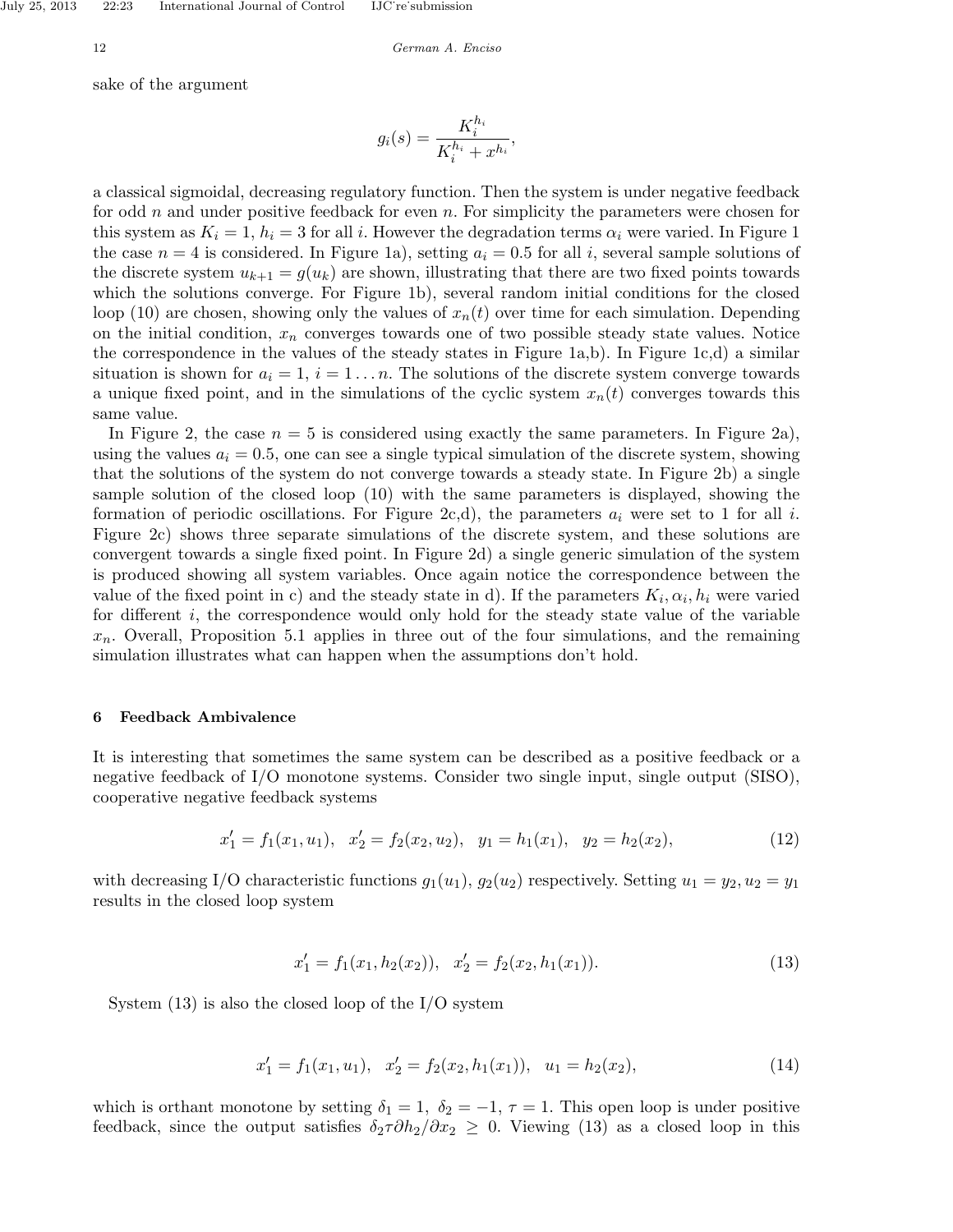sake of the argument

$$g_i(s) = \frac{K_i^{h_i}}{K_i^{h_i} + x^{h_i}},$$

a classical sigmoidal, decreasing regulatory function. Then the system is under negative feedback for odd $n$ and under positive feedback for even $n$. For simplicity the parameters were chosen for this system as $K_i = 1$, $h_i = 3$ for all $i$. However the degradation terms $\alpha_i$ were varied. In Figure 1 the case $n = 4$ is considered. In Figure 1a), setting $a_i = 0.5$ for all $i$, several sample solutions of the discrete system $u_{k+1} = g(u_k)$ are shown, illustrating that there are two fixed points towards which the solutions converge. For Figure 1b), several random initial conditions for the closed loop (10) are chosen, showing only the values of $x_n(t)$ over time for each simulation. Depending on the initial condition, $x_n$ converges towards one of two possible steady state values. Notice the correspondence in the values of the steady states in Figure 1a,b). In Figure 1c,d) a similar situation is shown for $a_i = 1$, $i = 1 \ldots n$. The solutions of the discrete system converge towards a unique fixed point, and in the simulations of the cyclic system $x_n(t)$ converges towards this same value.

In Figure 2, the case $n = 5$ is considered using exactly the same parameters. In Figure 2a), using the values $a_i = 0.5$, one can see a single typical simulation of the discrete system, showing that the solutions of the system do not converge towards a steady state. In Figure 2b) a single sample solution of the closed loop (10) with the same parameters is displayed, showing the formation of periodic oscillations. For Figure 2c,d), the parameters $a_i$ were set to 1 for all $i$. Figure 2c) shows three separate simulations of the discrete system, and these solutions are convergent towards a single fixed point. In Figure 2d) a single generic simulation of the system is produced showing all system variables. Once again notice the correspondence between the value of the fixed point in c) and the steady state in d). If the parameters $K_i, \alpha_i, h_i$ were varied for different $i$, the correspondence would only hold for the steady state value of the variable $x_n$. Overall, Proposition 5.1 applies in three out of the four simulations, and the remaining simulation illustrates what can happen when the assumptions don't hold.

## 6 Feedback Ambivalence

It is interesting that sometimes the same system can be described as a positive feedback or a negative feedback of I/O monotone systems. Consider two single input, single output (SISO), cooperative negative feedback systems

$$x_1' = f_1(x_1, u_1), \quad x_2' = f_2(x_2, u_2), \quad y_1 = h_1(x_1), \quad y_2 = h_2(x_2), \tag{12}$$

with decreasing I/O characteristic functions $g_1(u_1)$, $g_2(u_2)$ respectively. Setting $u_1 = y_2, u_2 = y_1$ results in the closed loop system

$$x_1' = f_1(x_1, h_2(x_2)), \quad x_2' = f_2(x_2, h_1(x_1)). \tag{13}$$

System (13) is also the closed loop of the I/O system

$$x_1' = f_1(x_1, u_1), \quad x_2' = f_2(x_2, h_1(x_1)), \quad u_1 = h_2(x_2), \tag{14}$$

which is orthant monotone by setting $\delta_1 = 1$, $\delta_2 = -1$, $\tau = 1$. This open loop is under positive feedback, since the output satisfies $\delta_2 \tau \partial h_2 / \partial x_2 \geq 0$. Viewing (13) as a closed loop in this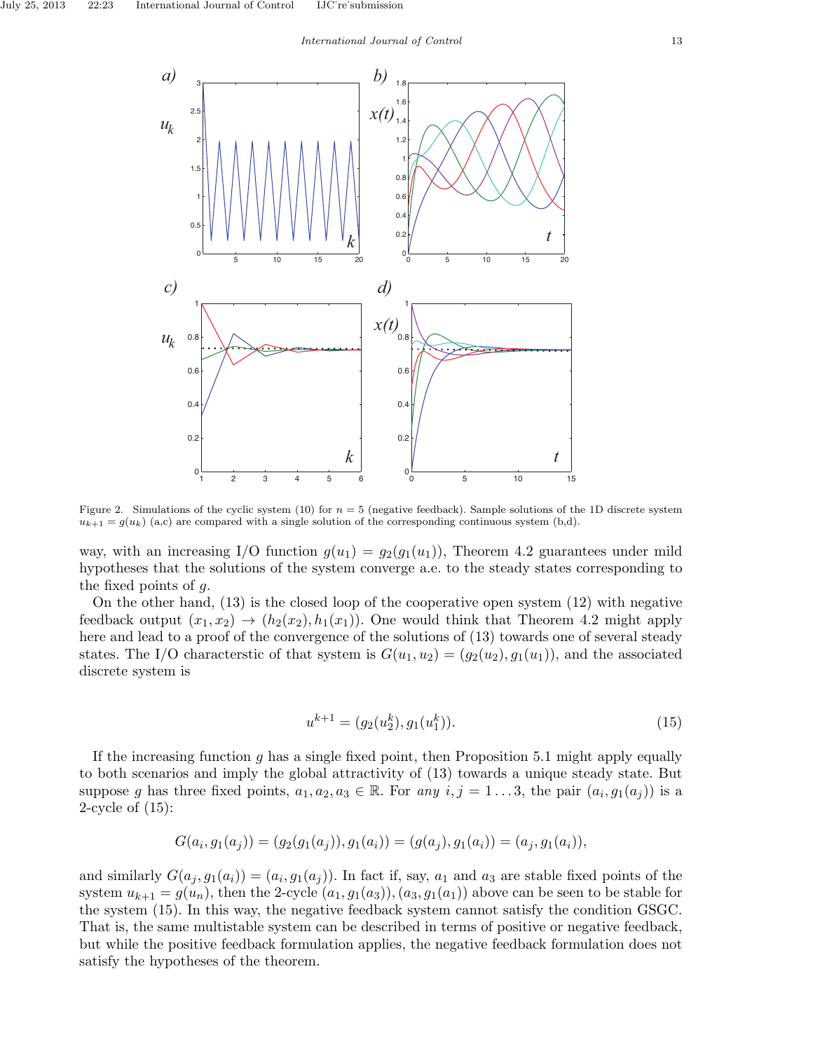Figure 2. Simulations of the cyclic system (10) for $n = 5$ (negative feedback). Sample solutions of the 1D discrete system $u_{k+1} = g(u_k)$ (a,c) are compared with a single solution of the corresponding continuous system (b,d).

way, with an increasing I/O function $g(u_1) = g_2(g_1(u_1))$, Theorem 4.2 guarantees under mild hypotheses that the solutions of the system converge a.e. to the steady states corresponding to the fixed points of $g$.

On the other hand, (13) is the closed loop of the cooperative open system (12) with negative feedback output $(x_1, x_2) \to (h_2(x_2), h_1(x_1))$. One would think that Theorem 4.2 might apply here and lead to a proof of the convergence of the solutions of (13) towards one of several steady states. The I/O characterstic of that system is $G(u_1, u_2) = (g_2(u_2), g_1(u_1))$, and the associated discrete system is

$$u^{k+1} = (g_2(u_2^k), g_1(u_1^k)). \tag{15}$$

If the increasing function $g$ has a single fixed point, then Proposition 5.1 might apply equally to both scenarios and imply the global attractivity of (13) towards a unique steady state. But suppose $g$ has three fixed points, $a_1, a_2, a_3 \in \mathbb{R}$. For *any* $i, j = 1 \ldots 3$, the pair $(a_i, g_1(a_j))$ is a 2-cycle of (15):

$$G(a_i, g_1(a_j)) = (g_2(g_1(a_j)), g_1(a_i)) = (g(a_j), g_1(a_i)) = (a_j, g_1(a_i)),$$

and similarly $G(a_j, g_1(a_i)) = (a_i, g_1(a_j))$. In fact if, say, $a_1$ and $a_3$ are stable fixed points of the system $u_{k+1} = g(u_n)$, then the 2-cycle $(a_1, g_1(a_3)), (a_3, g_1(a_1))$ above can be seen to be stable for the system (15). In this way, the negative feedback system cannot satisfy the condition GSGC. That is, the same multistable system can be described in terms of positive or negative feedback, but while the positive feedback formulation applies, the negative feedback formulation does not satisfy the hypotheses of the theorem.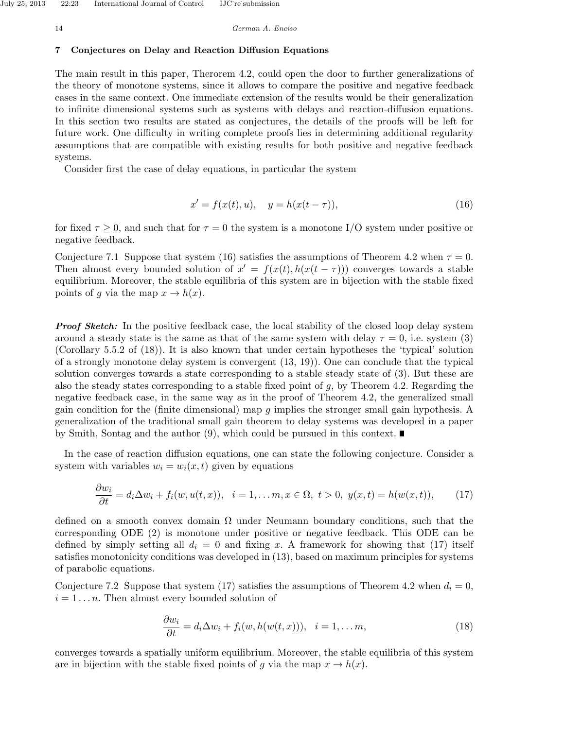## 7 Conjectures on Delay and Reaction Diffusion Equations

The main result in this paper, Therorem 4.2, could open the door to further generalizations of the theory of monotone systems, since it allows to compare the positive and negative feedback cases in the same context. One immediate extension of the results would be their generalization to infinite dimensional systems such as systems with delays and reaction-diffusion equations. In this section two results are stated as conjectures, the details of the proofs will be left for future work. One difficulty in writing complete proofs lies in determining additional regularity assumptions that are compatible with existing results for both positive and negative feedback systems.

Consider first the case of delay equations, in particular the system

$$x' = f(x(t), u), \quad y = h(x(t-\tau)), \tag{16}$$

for fixed $\tau \geq 0$, and such that for $\tau = 0$ the system is a monotone I/O system under positive or negative feedback.

Conjecture 7.1 Suppose that system (16) satisfies the assumptions of Theorem 4.2 when $\tau = 0$. Then almost every bounded solution of $x' = f(x(t), h(x(t-\tau)))$ converges towards a stable equilibrium. Moreover, the stable equilibria of this system are in bijection with the stable fixed points of $g$ via the map $x \to h(x)$.

***Proof Sketch:*** In the positive feedback case, the local stability of the closed loop delay system around a steady state is the same as that of the same system with delay $\tau = 0$, i.e. system (3) (Corollary 5.5.2 of (18)). It is also known that under certain hypotheses the 'typical' solution of a strongly monotone delay system is convergent (13, 19)). One can conclude that the typical solution converges towards a state corresponding to a stable steady state of (3). But these are also the steady states corresponding to a stable fixed point of $g$, by Theorem 4.2. Regarding the negative feedback case, in the same way as in the proof of Theorem 4.2, the generalized small gain condition for the (finite dimensional) map $g$ implies the stronger small gain hypothesis. A generalization of the traditional small gain theorem to delay systems was developed in a paper by Smith, Sontag and the author (9), which could be pursued in this context. ∎

In the case of reaction diffusion equations, one can state the following conjecture. Consider a system with variables $w_i = w_i(x,t)$ given by equations

$$\frac{\partial w_i}{\partial t} = d_i \Delta w_i + f_i(w, u(t,x)), \quad i = 1, \ldots m, x \in \Omega, \ t > 0, \ y(x,t) = h(w(x,t)), \tag{17}$$

defined on a smooth convex domain $\Omega$ under Neumann boundary conditions, such that the corresponding ODE (2) is monotone under positive or negative feedback. This ODE can be defined by simply setting all $d_i = 0$ and fixing $x$. A framework for showing that (17) itself satisfies monotonicity conditions was developed in (13), based on maximum principles for systems of parabolic equations.

Conjecture 7.2 Suppose that system (17) satisfies the assumptions of Theorem 4.2 when $d_i = 0$, $i = 1 \ldots n$. Then almost every bounded solution of

$$\frac{\partial w_i}{\partial t} = d_i \Delta w_i + f_i(w, h(w(t,x))), \quad i = 1, \ldots m, \tag{18}$$

converges towards a spatially uniform equilibrium. Moreover, the stable equilibria of this system are in bijection with the stable fixed points of $g$ via the map $x \to h(x)$.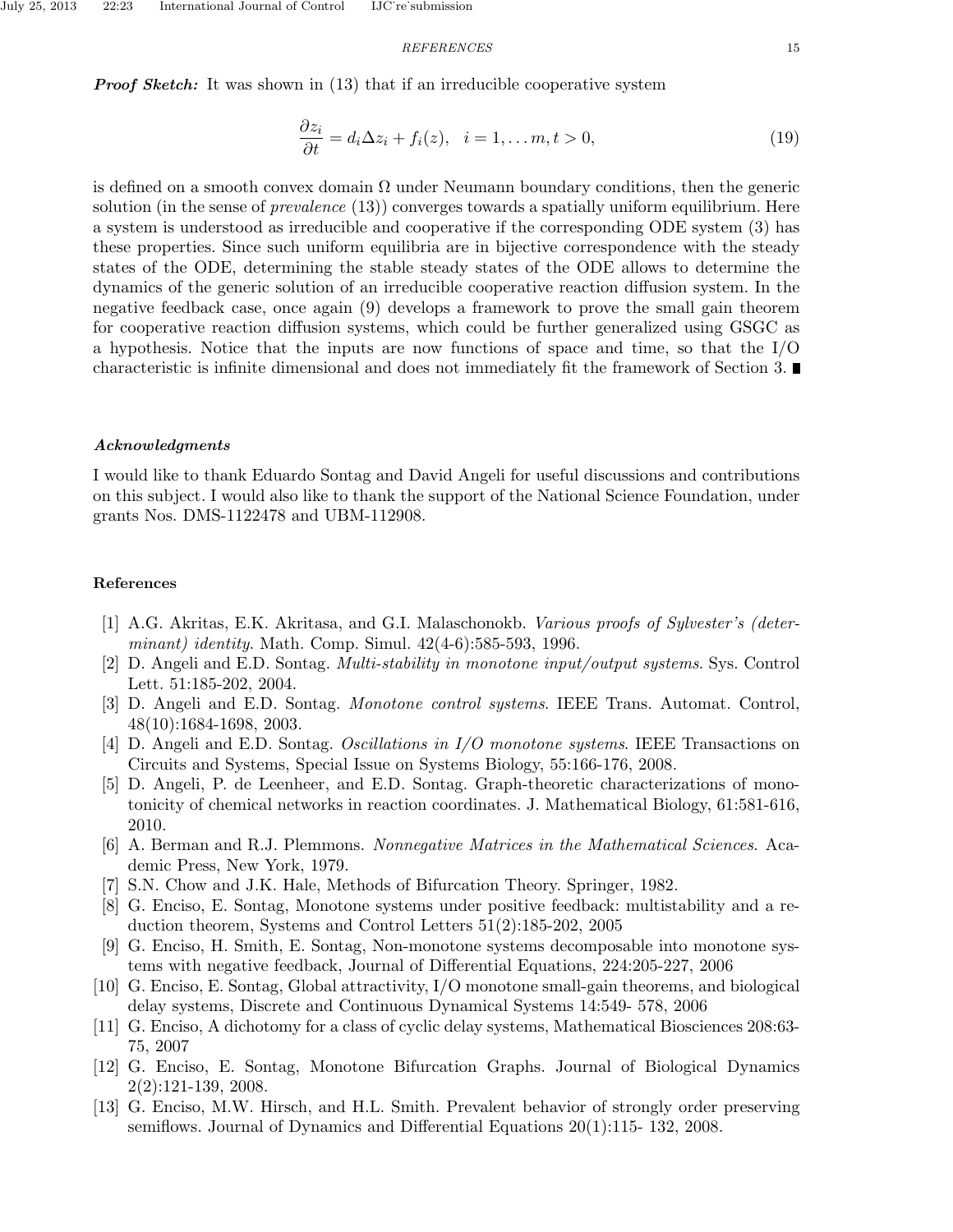***Proof Sketch:*** It was shown in (13) that if an irreducible cooperative system

$$\frac{\partial z_i}{\partial t} = d_i \Delta z_i + f_i(z), \quad i = 1, \ldots m, t > 0, \tag{19}$$

is defined on a smooth convex domain $\Omega$ under Neumann boundary conditions, then the generic solution (in the sense of *prevalence* (13)) converges towards a spatially uniform equilibrium. Here a system is understood as irreducible and cooperative if the corresponding ODE system (3) has these properties. Since such uniform equilibria are in bijective correspondence with the steady states of the ODE, determining the stable steady states of the ODE allows to determine the dynamics of the generic solution of an irreducible cooperative reaction diffusion system. In the negative feedback case, once again (9) develops a framework to prove the small gain theorem for cooperative reaction diffusion systems, which could be further generalized using GSGC as a hypothesis. Notice that the inputs are now functions of space and time, so that the I/O characteristic is infinite dimensional and does not immediately fit the framework of Section 3. ∎

### *Acknowledgments*

I would like to thank Eduardo Sontag and David Angeli for useful discussions and contributions on this subject. I would also like to thank the support of the National Science Foundation, under grants Nos. DMS-1122478 and UBM-112908.

## References

[1] A.G. Akritas, E.K. Akritasa, and G.I. Malaschonokb. *Various proofs of Sylvester's (determinant) identity*. Math. Comp. Simul. 42(4-6):585-593, 1996.

[2] D. Angeli and E.D. Sontag. *Multi-stability in monotone input/output systems*. Sys. Control Lett. 51:185-202, 2004.

[3] D. Angeli and E.D. Sontag. *Monotone control systems*. IEEE Trans. Automat. Control, 48(10):1684-1698, 2003.

[4] D. Angeli and E.D. Sontag. *Oscillations in I/O monotone systems*. IEEE Transactions on Circuits and Systems, Special Issue on Systems Biology, 55:166-176, 2008.

[5] D. Angeli, P. de Leenheer, and E.D. Sontag. Graph-theoretic characterizations of monotonicity of chemical networks in reaction coordinates. J. Mathematical Biology, 61:581-616, 2010.

[6] A. Berman and R.J. Plemmons. *Nonnegative Matrices in the Mathematical Sciences*. Academic Press, New York, 1979.

[7] S.N. Chow and J.K. Hale, Methods of Bifurcation Theory. Springer, 1982.

[8] G. Enciso, E. Sontag, Monotone systems under positive feedback: multistability and a reduction theorem, Systems and Control Letters 51(2):185-202, 2005

[9] G. Enciso, H. Smith, E. Sontag, Non-monotone systems decomposable into monotone systems with negative feedback, Journal of Differential Equations, 224:205-227, 2006

[10] G. Enciso, E. Sontag, Global attractivity, I/O monotone small-gain theorems, and biological delay systems, Discrete and Continuous Dynamical Systems 14:549- 578, 2006

[11] G. Enciso, A dichotomy for a class of cyclic delay systems, Mathematical Biosciences 208:63-75, 2007

[12] G. Enciso, E. Sontag, Monotone Bifurcation Graphs. Journal of Biological Dynamics 2(2):121-139, 2008.

[13] G. Enciso, M.W. Hirsch, and H.L. Smith. Prevalent behavior of strongly order preserving semiflows. Journal of Dynamics and Differential Equations 20(1):115- 132, 2008.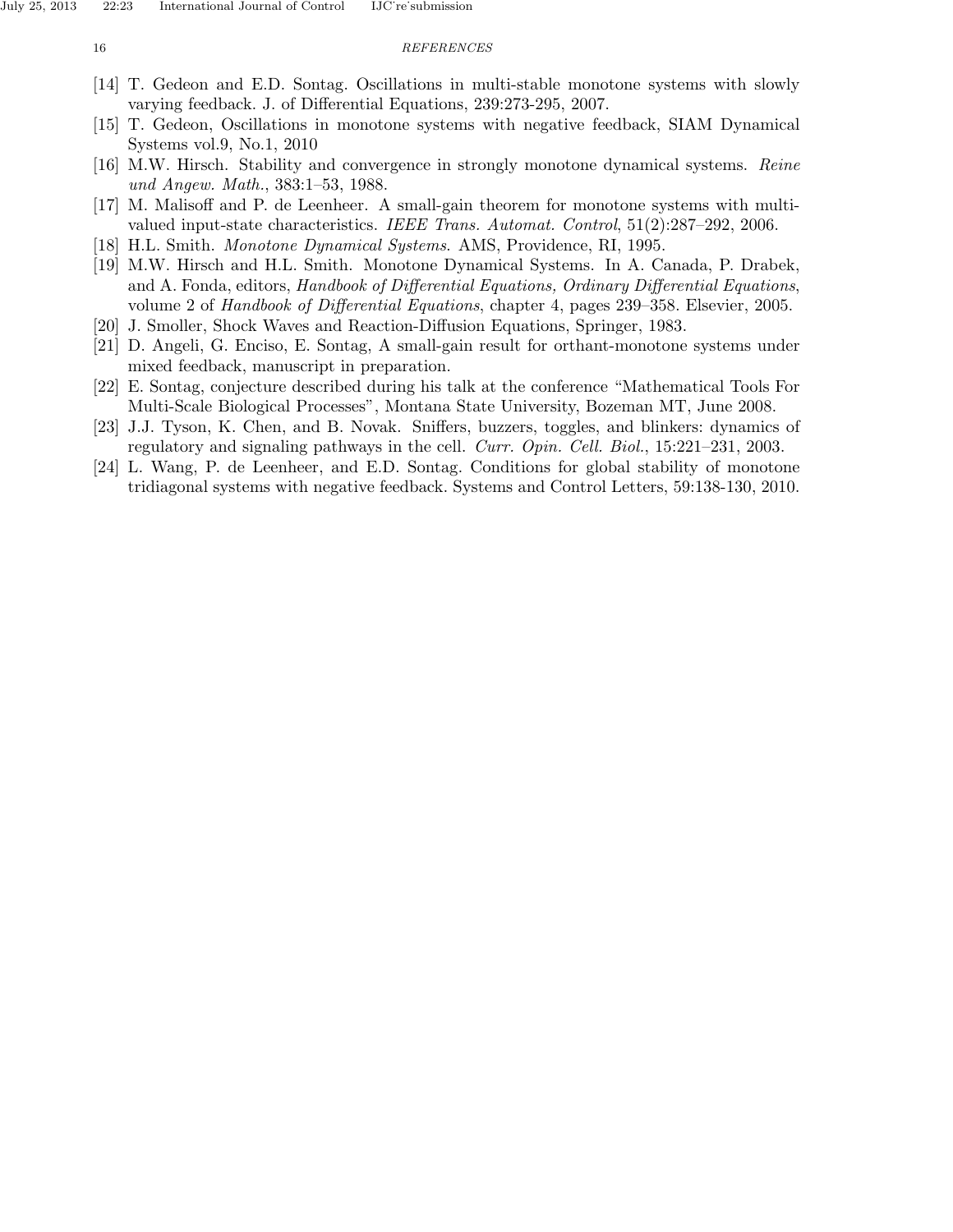[14] T. Gedeon and E.D. Sontag. Oscillations in multi-stable monotone systems with slowly varying feedback. J. of Differential Equations, 239:273-295, 2007.

[15] T. Gedeon, Oscillations in monotone systems with negative feedback, SIAM Dynamical Systems vol.9, No.1, 2010

[16] M.W. Hirsch. Stability and convergence in strongly monotone dynamical systems. *Reine und Angew. Math.*, 383:1–53, 1988.

[17] M. Malisoff and P. de Leenheer. A small-gain theorem for monotone systems with multi-valued input-state characteristics. *IEEE Trans. Automat. Control*, 51(2):287–292, 2006.

[18] H.L. Smith. *Monotone Dynamical Systems*. AMS, Providence, RI, 1995.

[19] M.W. Hirsch and H.L. Smith. Monotone Dynamical Systems. In A. Canada, P. Drabek, and A. Fonda, editors, *Handbook of Differential Equations, Ordinary Differential Equations*, volume 2 of *Handbook of Differential Equations*, chapter 4, pages 239–358. Elsevier, 2005.

[20] J. Smoller, Shock Waves and Reaction-Diffusion Equations, Springer, 1983.

[21] D. Angeli, G. Enciso, E. Sontag, A small-gain result for orthant-monotone systems under mixed feedback, manuscript in preparation.

[22] E. Sontag, conjecture described during his talk at the conference "Mathematical Tools For Multi-Scale Biological Processes", Montana State University, Bozeman MT, June 2008.

[23] J.J. Tyson, K. Chen, and B. Novak. Sniffers, buzzers, toggles, and blinkers: dynamics of regulatory and signaling pathways in the cell. *Curr. Opin. Cell. Biol.*, 15:221–231, 2003.

[24] L. Wang, P. de Leenheer, and E.D. Sontag. Conditions for global stability of monotone tridiagonal systems with negative feedback. Systems and Control Letters, 59:138-130, 2010.